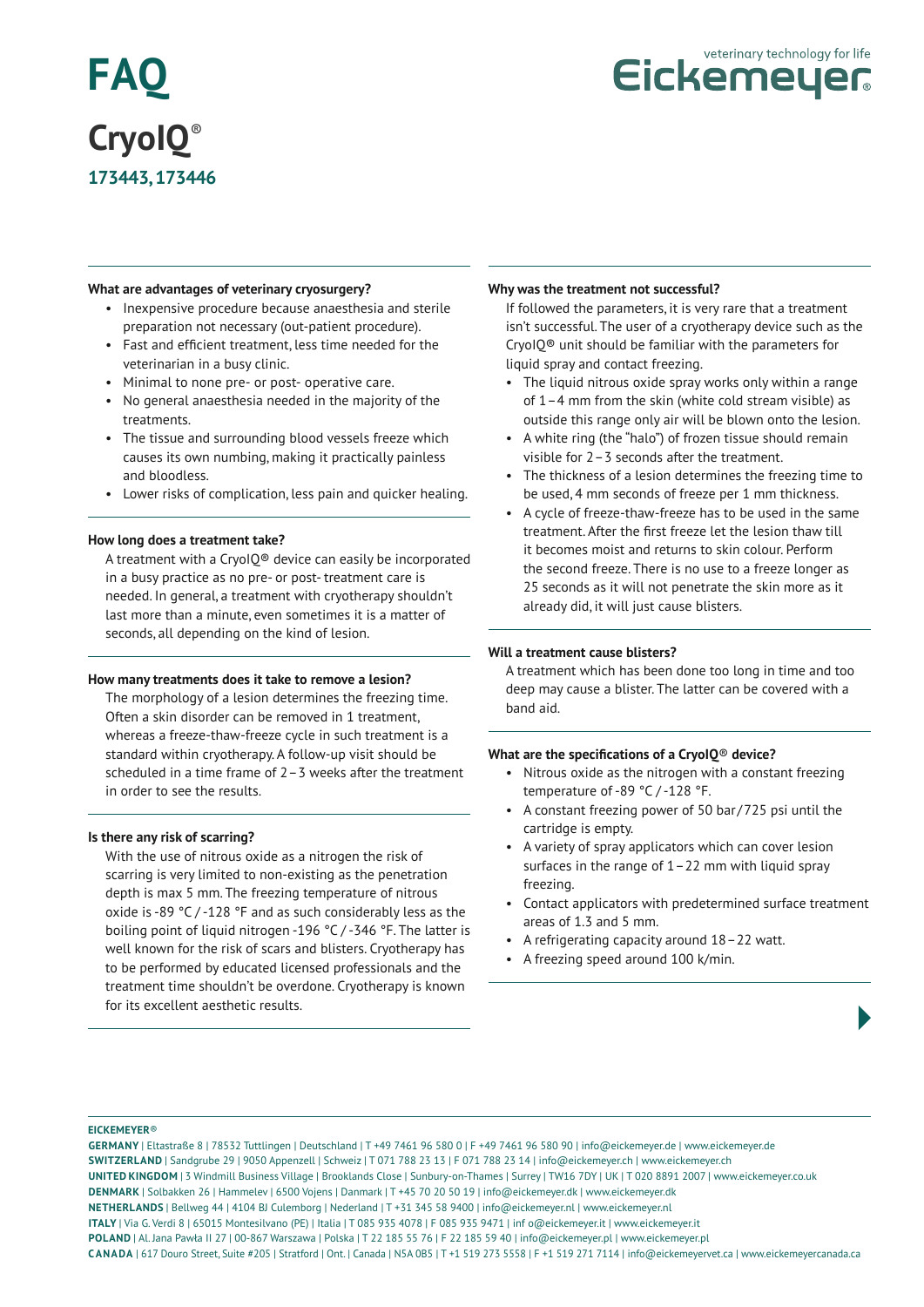# FAQ

## CryoIQ®

### 173443, 173446

veterinary technology for life
Eickemeyer

**What are advantages of veterinary cryosurgery?**

- Inexpensive procedure because anaesthesia and sterile preparation not necessary (out-patient procedure).
- Fast and efficient treatment, less time needed for the veterinarian in a busy clinic.
- Minimal to none pre- or post- operative care.
- No general anaesthesia needed in the majority of the treatments.
- The tissue and surrounding blood vessels freeze which causes its own numbing, making it practically painless and bloodless.
- Lower risks of complication, less pain and quicker healing.

**How long does a treatment take?**

A treatment with a CryoIQ® device can easily be incorporated in a busy practice as no pre- or post- treatment care is needed. In general, a treatment with cryotherapy shouldn't last more than a minute, even sometimes it is a matter of seconds, all depending on the kind of lesion.

**How many treatments does it take to remove a lesion?**

The morphology of a lesion determines the freezing time. Often a skin disorder can be removed in 1 treatment, whereas a freeze-thaw-freeze cycle in such treatment is a standard within cryotherapy. A follow-up visit should be scheduled in a time frame of 2 – 3 weeks after the treatment in order to see the results.

**Is there any risk of scarring?**

With the use of nitrous oxide as a nitrogen the risk of scarring is very limited to non-existing as the penetration depth is max 5 mm. The freezing temperature of nitrous oxide is -89 °C / -128 °F and as such considerably less as the boiling point of liquid nitrogen -196 °C / -346 °F. The latter is well known for the risk of scars and blisters. Cryotherapy has to be performed by educated licensed professionals and the treatment time shouldn't be overdone. Cryotherapy is known for its excellent aesthetic results.

**Why was the treatment not successful?**

If followed the parameters, it is very rare that a treatment isn't successful. The user of a cryotherapy device such as the CryoIQ® unit should be familiar with the parameters for liquid spray and contact freezing.

- The liquid nitrous oxide spray works only within a range of 1 – 4 mm from the skin (white cold stream visible) as outside this range only air will be blown onto the lesion.
- A white ring (the "halo") of frozen tissue should remain visible for 2 – 3 seconds after the treatment.
- The thickness of a lesion determines the freezing time to be used, 4 mm seconds of freeze per 1 mm thickness.
- A cycle of freeze-thaw-freeze has to be used in the same treatment. After the first freeze let the lesion thaw till it becomes moist and returns to skin colour. Perform the second freeze. There is no use to a freeze longer as 25 seconds as it will not penetrate the skin more as it already did, it will just cause blisters.

**Will a treatment cause blisters?**

A treatment which has been done too long in time and too deep may cause a blister. The latter can be covered with a band aid.

**What are the specifications of a CryoIQ® device?**

- Nitrous oxide as the nitrogen with a constant freezing temperature of -89 °C / -128 °F.
- A constant freezing power of 50 bar/725 psi until the cartridge is empty.
- A variety of spray applicators which can cover lesion surfaces in the range of 1 – 22 mm with liquid spray freezing.
- Contact applicators with predetermined surface treatment areas of 1.3 and 5 mm.
- A refrigerating capacity around 18 – 22 watt.
- A freezing speed around 100 k/min.

**EICKEMEYER®**

**GERMANY** | Eltastraße 8 | 78532 Tuttlingen | Deutschland | T +49 7461 96 580 0 | F +49 7461 96 580 90 | info@eickemeyer.de | www.eickemeyer.de
**SWITZERLAND** | Sandgrube 29 | 9050 Appenzell | Schweiz | T 071 788 23 13 | F 071 788 23 14 | info@eickemeyer.ch | www.eickemeyer.ch
**UNITED KINGDOM** | 3 Windmill Business Village | Brooklands Close | Sunbury-on-Thames | Surrey | TW16 7DY | UK | T 020 8891 2007 | www.eickemeyer.co.uk
**DENMARK** | Solbakken 26 | Hammelev | 6500 Vojens | Danmark | T +45 70 20 50 19 | info@eickemeyer.dk | www.eickemeyer.dk
**NETHERLANDS** | Bellweg 44 | 4104 BJ Culemborg | Nederland | T +31 345 58 9400 | info@eickemeyer.nl | www.eickemeyer.nl
**ITALY** | Via G. Verdi 8 | 65015 Montesilvano (PE) | Italia | T 085 935 4078 | F 085 935 9471 | inf o@eickemeyer.it | www.eickemeyer.it
**POLAND** | Al. Jana Pawła II 27 | 00-867 Warszawa | Polska | T 22 185 55 76 | F 22 185 59 40 | info@eickemeyer.pl | www.eickemeyer.pl
**CANADA** | 617 Douro Street, Suite #205 | Stratford | Ont. | Canada | N5A 0B5 | T +1 519 273 5558 | F +1 519 271 7114 | info@eickemeyervet.ca | www.eickemeyercanada.ca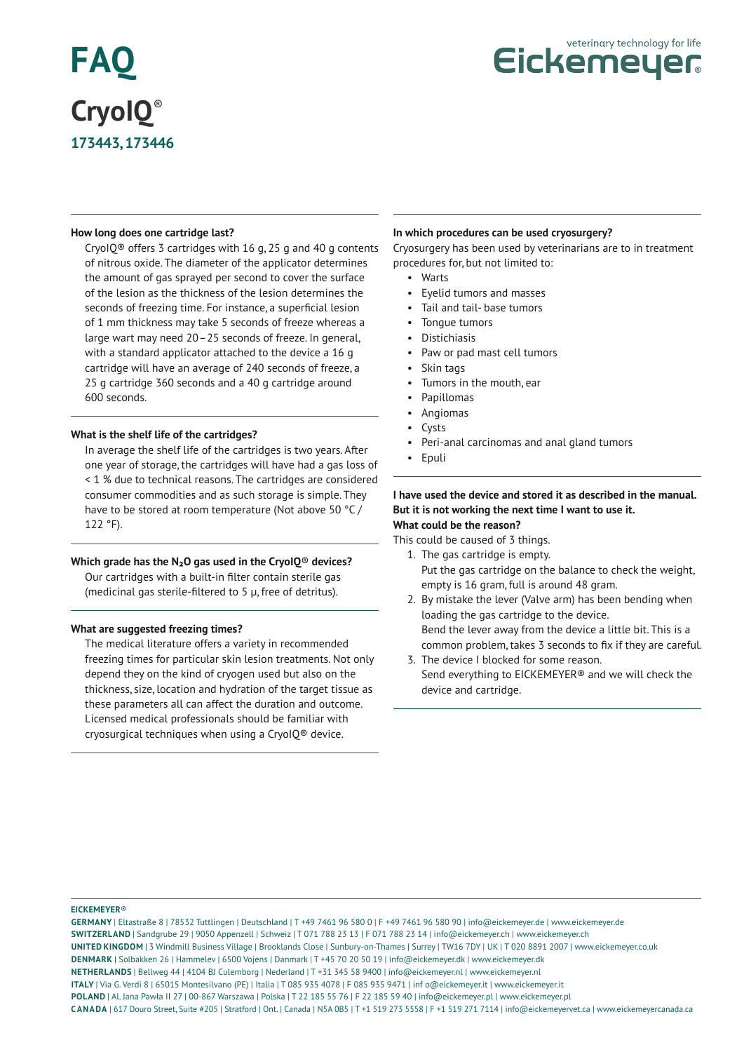Eickemeyer
veterinary technology for life

# FAQ

## CryoIQ®

### 173443, 173446

**How long does one cartridge last?**

CryoIQ® offers 3 cartridges with 16 g, 25 g and 40 g contents of nitrous oxide. The diameter of the applicator determines the amount of gas sprayed per second to cover the surface of the lesion as the thickness of the lesion determines the seconds of freezing time. For instance, a superficial lesion of 1 mm thickness may take 5 seconds of freeze whereas a large wart may need 20 – 25 seconds of freeze. In general, with a standard applicator attached to the device a 16 g cartridge will have an average of 240 seconds of freeze, a 25 g cartridge 360 seconds and a 40 g cartridge around 600 seconds.

**What is the shelf life of the cartridges?**

In average the shelf life of the cartridges is two years. After one year of storage, the cartridges will have had a gas loss of < 1 % due to technical reasons. The cartridges are considered consumer commodities and as such storage is simple. They have to be stored at room temperature (Not above 50 °C / 122 °F).

**Which grade has the $N_2O$ gas used in the CryoIQ® devices?**

Our cartridges with a built-in filter contain sterile gas (medicinal gas sterile-filtered to 5 µ, free of detritus).

**What are suggested freezing times?**

The medical literature offers a variety in recommended freezing times for particular skin lesion treatments. Not only depend they on the kind of cryogen used but also on the thickness, size, location and hydration of the target tissue as these parameters all can affect the duration and outcome. Licensed medical professionals should be familiar with cryosurgical techniques when using a CryoIQ® device.

**In which procedures can be used cryosurgery?**

Cryosurgery has been used by veterinarians are to in treatment procedures for, but not limited to:

- Warts
- Eyelid tumors and masses
- Tail and tail- base tumors
- Tongue tumors
- Distichiasis
- Paw or pad mast cell tumors
- Skin tags
- Tumors in the mouth, ear
- Papillomas
- Angiomas
- Cysts
- Peri-anal carcinomas and anal gland tumors
- Epuli

**I have used the device and stored it as described in the manual. But it is not working the next time I want to use it. What could be the reason?**

This could be caused of 3 things.

1. The gas cartridge is empty.
   Put the gas cartridge on the balance to check the weight, empty is 16 gram, full is around 48 gram.
2. By mistake the lever (Valve arm) has been bending when loading the gas cartridge to the device.
   Bend the lever away from the device a little bit. This is a common problem, takes 3 seconds to fix if they are careful.
3. The device I blocked for some reason.
   Send everything to EICKEMEYER® and we will check the device and cartridge.

**EICKEMEYER®**

**GERMANY** | Eltastraße 8 | 78532 Tuttlingen | Deutschland | T +49 7461 96 580 0 | F +49 7461 96 580 90 | info@eickemeyer.de | www.eickemeyer.de
**SWITZERLAND** | Sandgrube 29 | 9050 Appenzell | Schweiz | T 071 788 23 13 | F 071 788 23 14 | info@eickemeyer.ch | www.eickemeyer.ch
**UNITED KINGDOM** | 3 Windmill Business Village | Brooklands Close | Sunbury-on-Thames | Surrey | TW16 7DY | UK | T 020 8891 2007 | www.eickemeyer.co.uk
**DENMARK** | Solbakken 26 | Hammelev | 6500 Vojens | Danmark | T +45 70 20 50 19 | info@eickemeyer.dk | www.eickemeyer.dk
**NETHERLANDS** | Bellweg 44 | 4104 BJ Culemborg | Nederland | T +31 345 58 9400 | info@eickemeyer.nl | www.eickemeyer.nl
**ITALY** | Via G. Verdi 8 | 65015 Montesilvano (PE) | Italia | T 085 935 4078 | F 085 935 9471 | inf o@eickemeyer.it | www.eickemeyer.it
**POLAND** | Al. Jana Pawła II 27 | 00-867 Warszawa | Polska | T 22 185 55 76 | F 22 185 59 40 | info@eickemeyer.pl | www.eickemeyer.pl
**CANADA** | 617 Douro Street, Suite #205 | Stratford | Ont. | Canada | N5A 0B5 | T +1 519 273 5558 | F +1 519 271 7114 | info@eickemeyervet.ca | www.eickemeyercanada.ca